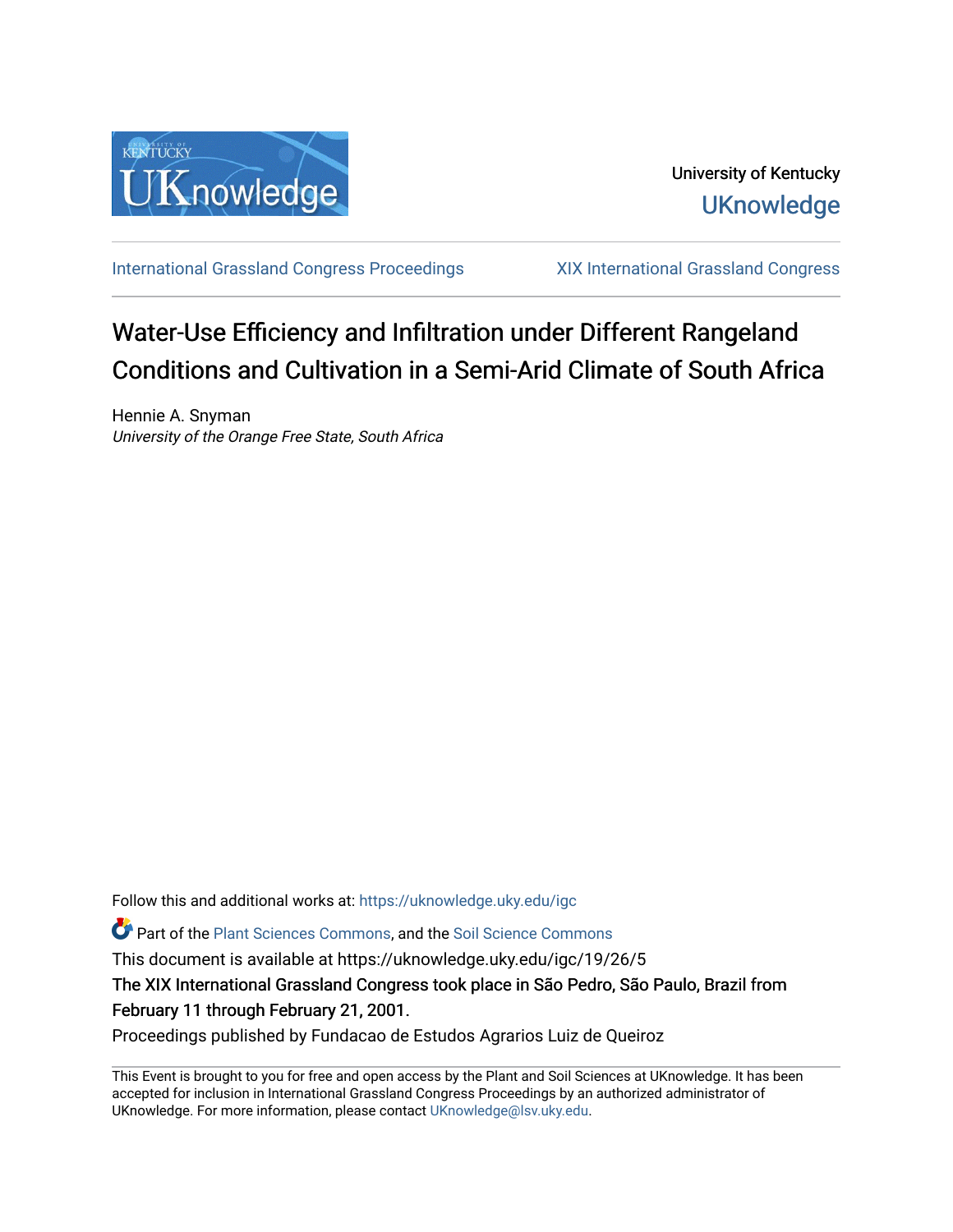University of Kentucky
UKnowledge

International Grassland Congress Proceedings | XIX International Grassland Congress

# Water-Use Efficiency and Infiltration under Different Rangeland Conditions and Cultivation in a Semi-Arid Climate of South Africa

Hennie A. Snyman
*University of the Orange Free State, South Africa*

Follow this and additional works at: https://uknowledge.uky.edu/igc

Part of the Plant Sciences Commons, and the Soil Science Commons

This document is available at https://uknowledge.uky.edu/igc/19/26/5

The XIX International Grassland Congress took place in São Pedro, São Paulo, Brazil from February 11 through February 21, 2001.

Proceedings published by Fundacao de Estudos Agrarios Luiz de Queiroz

This Event is brought to you for free and open access by the Plant and Soil Sciences at UKnowledge. It has been accepted for inclusion in International Grassland Congress Proceedings by an authorized administrator of UKnowledge. For more information, please contact UKnowledge@lsv.uky.edu.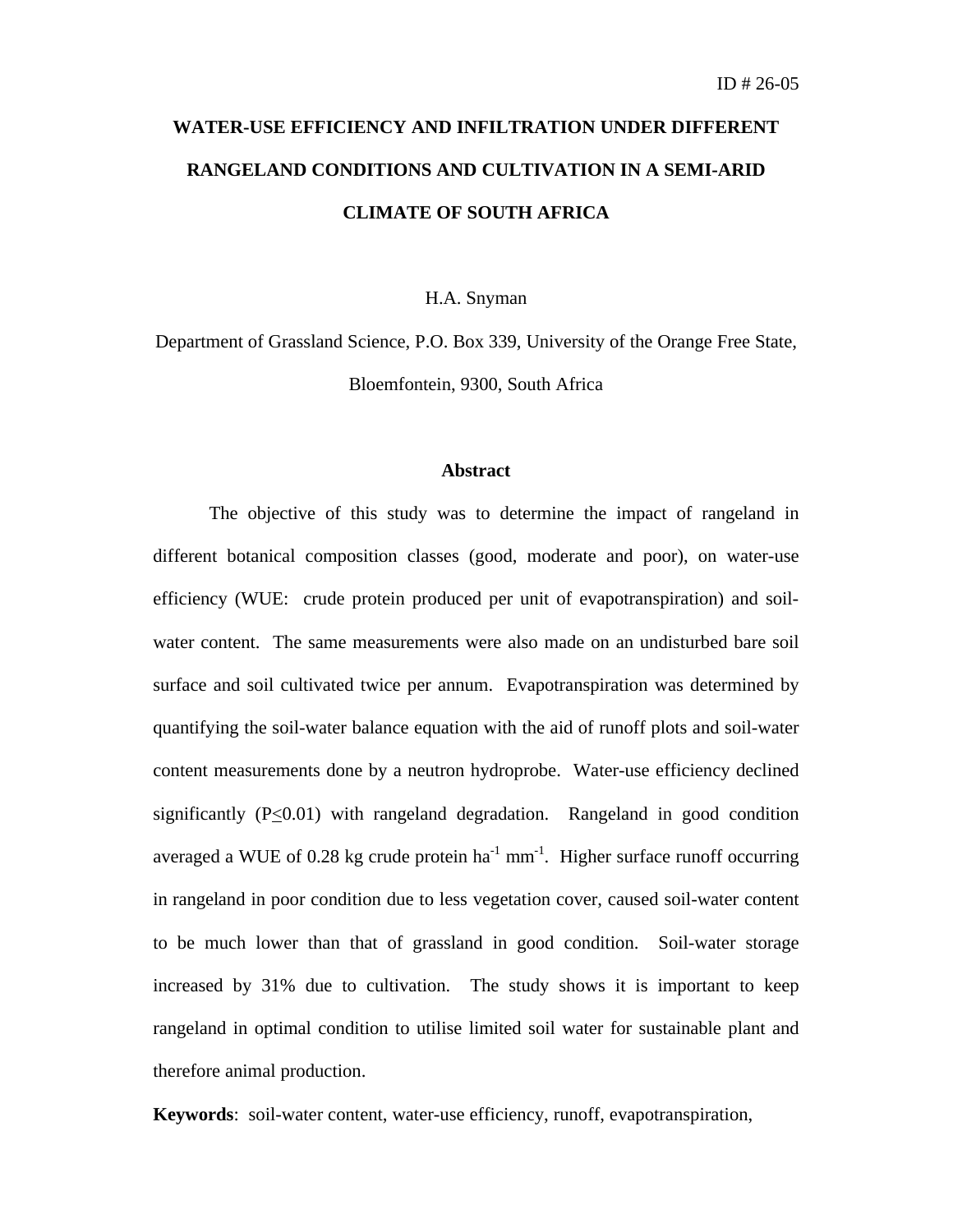ID # 26-05

# WATER-USE EFFICIENCY AND INFILTRATION UNDER DIFFERENT RANGELAND CONDITIONS AND CULTIVATION IN A SEMI-ARID CLIMATE OF SOUTH AFRICA

H.A. Snyman

Department of Grassland Science, P.O. Box 339, University of the Orange Free State, Bloemfontein, 9300, South Africa

## Abstract

The objective of this study was to determine the impact of rangeland in different botanical composition classes (good, moderate and poor), on water-use efficiency (WUE: crude protein produced per unit of evapotranspiration) and soil-water content. The same measurements were also made on an undisturbed bare soil surface and soil cultivated twice per annum. Evapotranspiration was determined by quantifying the soil-water balance equation with the aid of runoff plots and soil-water content measurements done by a neutron hydroprobe. Water-use efficiency declined significantly ($P \leq 0.01$) with rangeland degradation. Rangeland in good condition averaged a WUE of 0.28 kg crude protein $ha^{-1}$ $mm^{-1}$. Higher surface runoff occurring in rangeland in poor condition due to less vegetation cover, caused soil-water content to be much lower than that of grassland in good condition. Soil-water storage increased by 31% due to cultivation. The study shows it is important to keep rangeland in optimal condition to utilise limited soil water for sustainable plant and therefore animal production.

**Keywords**: soil-water content, water-use efficiency, runoff, evapotranspiration,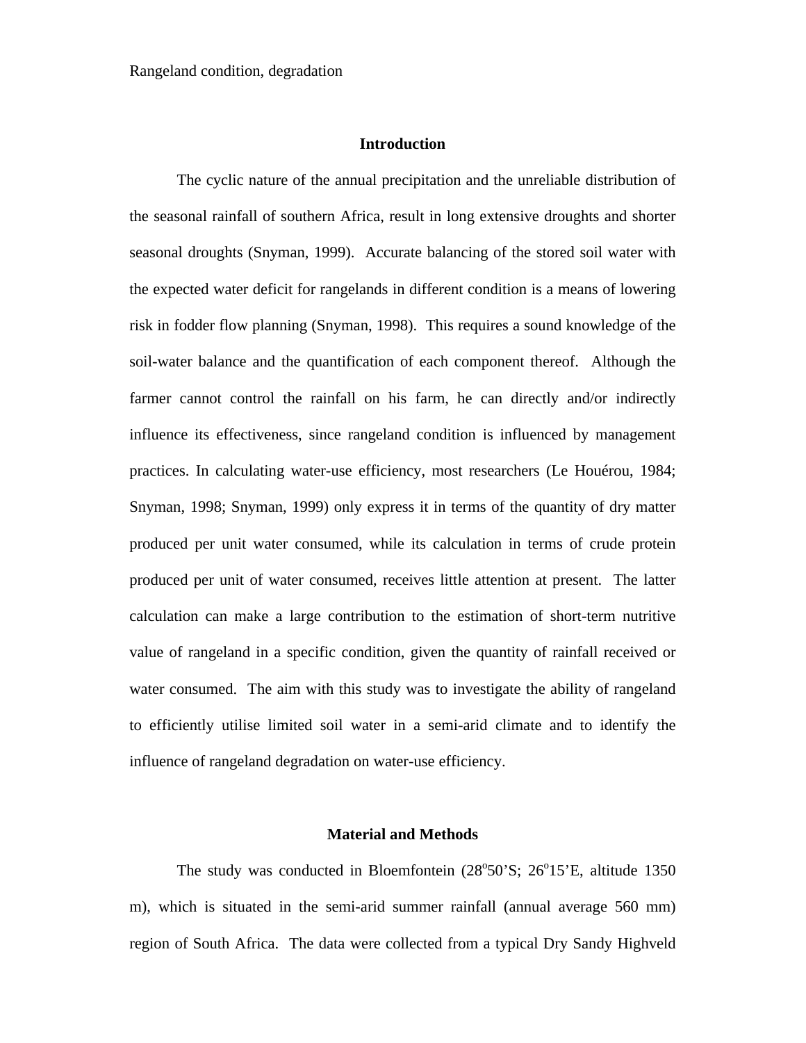Rangeland condition, degradation

## Introduction

The cyclic nature of the annual precipitation and the unreliable distribution of the seasonal rainfall of southern Africa, result in long extensive droughts and shorter seasonal droughts (Snyman, 1999). Accurate balancing of the stored soil water with the expected water deficit for rangelands in different condition is a means of lowering risk in fodder flow planning (Snyman, 1998). This requires a sound knowledge of the soil-water balance and the quantification of each component thereof. Although the farmer cannot control the rainfall on his farm, he can directly and/or indirectly influence its effectiveness, since rangeland condition is influenced by management practices. In calculating water-use efficiency, most researchers (Le Houérou, 1984; Snyman, 1998; Snyman, 1999) only express it in terms of the quantity of dry matter produced per unit water consumed, while its calculation in terms of crude protein produced per unit of water consumed, receives little attention at present. The latter calculation can make a large contribution to the estimation of short-term nutritive value of rangeland in a specific condition, given the quantity of rainfall received or water consumed. The aim with this study was to investigate the ability of rangeland to efficiently utilise limited soil water in a semi-arid climate and to identify the influence of rangeland degradation on water-use efficiency.

## Material and Methods

The study was conducted in Bloemfontein (28°50'S; 26°15'E, altitude 1350 m), which is situated in the semi-arid summer rainfall (annual average 560 mm) region of South Africa. The data were collected from a typical Dry Sandy Highveld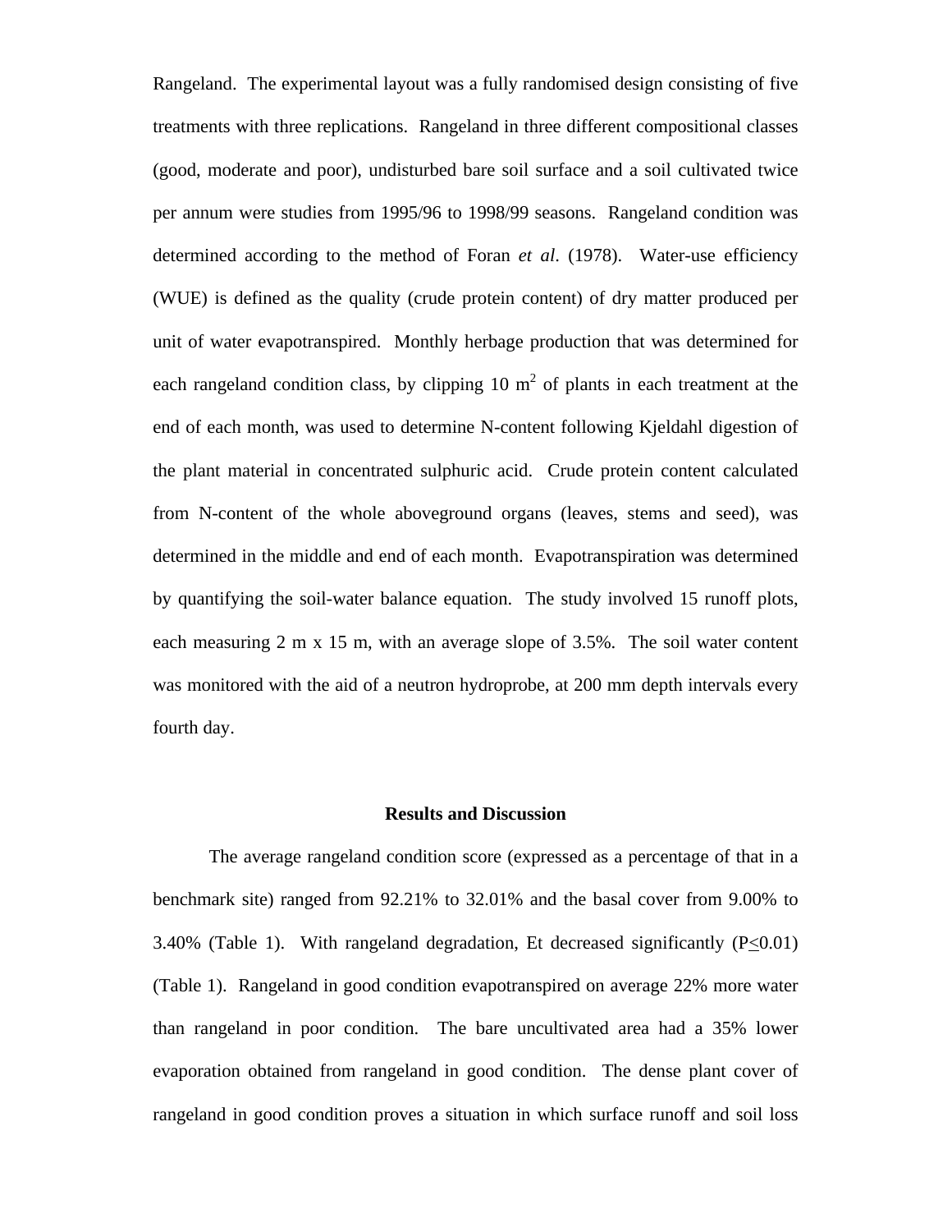Rangeland. The experimental layout was a fully randomised design consisting of five treatments with three replications. Rangeland in three different compositional classes (good, moderate and poor), undisturbed bare soil surface and a soil cultivated twice per annum were studies from 1995/96 to 1998/99 seasons. Rangeland condition was determined according to the method of Foran *et al*. (1978). Water-use efficiency (WUE) is defined as the quality (crude protein content) of dry matter produced per unit of water evapotranspired. Monthly herbage production that was determined for each rangeland condition class, by clipping 10 $m^2$ of plants in each treatment at the end of each month, was used to determine N-content following Kjeldahl digestion of the plant material in concentrated sulphuric acid. Crude protein content calculated from N-content of the whole aboveground organs (leaves, stems and seed), was determined in the middle and end of each month. Evapotranspiration was determined by quantifying the soil-water balance equation. The study involved 15 runoff plots, each measuring 2 m x 15 m, with an average slope of 3.5%. The soil water content was monitored with the aid of a neutron hydroprobe, at 200 mm depth intervals every fourth day.

## Results and Discussion

The average rangeland condition score (expressed as a percentage of that in a benchmark site) ranged from 92.21% to 32.01% and the basal cover from 9.00% to 3.40% (Table 1). With rangeland degradation, Et decreased significantly ($P \leq 0.01$) (Table 1). Rangeland in good condition evapotranspired on average 22% more water than rangeland in poor condition. The bare uncultivated area had a 35% lower evaporation obtained from rangeland in good condition. The dense plant cover of rangeland in good condition proves a situation in which surface runoff and soil loss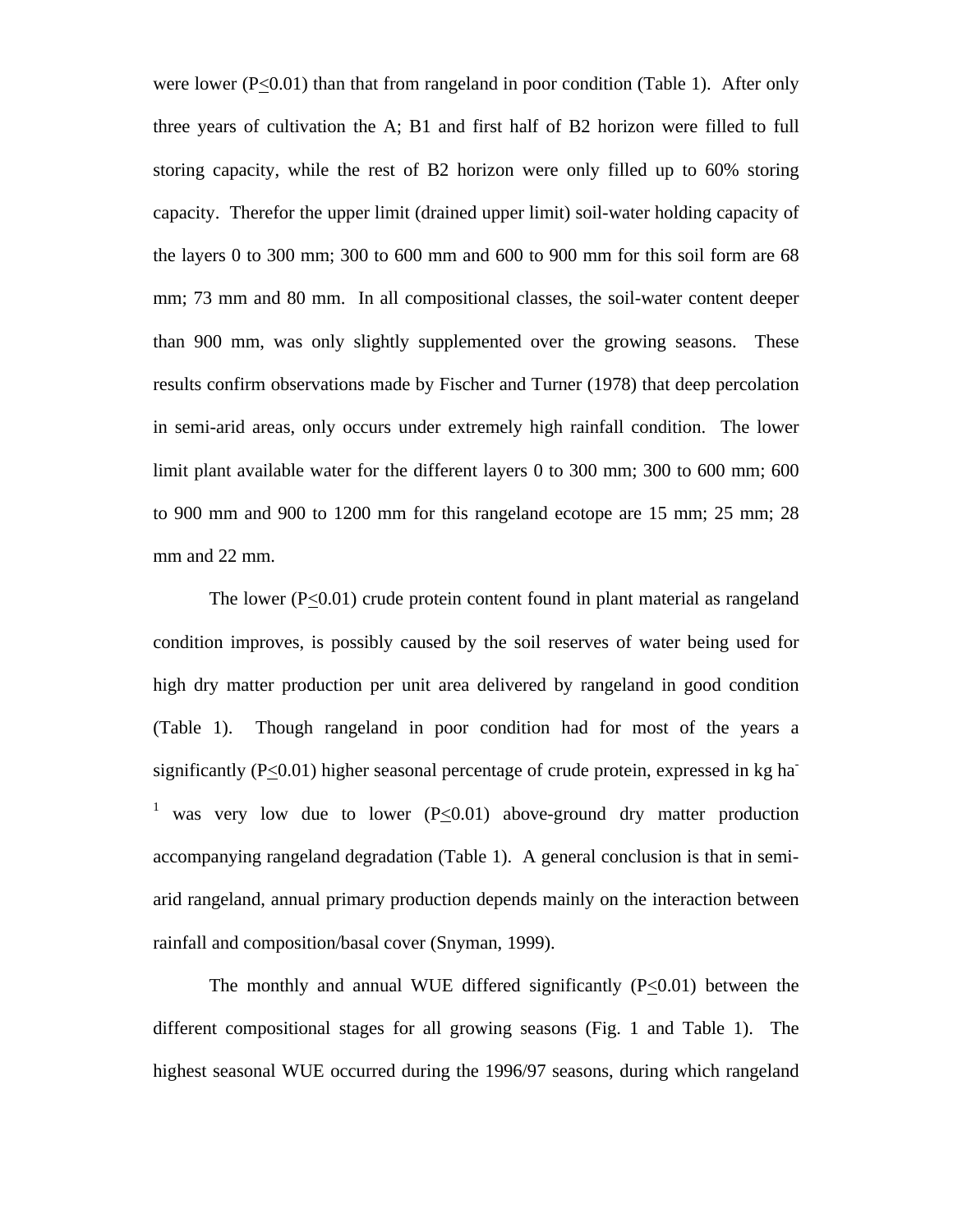were lower ($P \leq 0.01$) than that from rangeland in poor condition (Table 1). After only three years of cultivation the A; B1 and first half of B2 horizon were filled to full storing capacity, while the rest of B2 horizon were only filled up to 60% storing capacity. Therefor the upper limit (drained upper limit) soil-water holding capacity of the layers 0 to 300 mm; 300 to 600 mm and 600 to 900 mm for this soil form are 68 mm; 73 mm and 80 mm. In all compositional classes, the soil-water content deeper than 900 mm, was only slightly supplemented over the growing seasons. These results confirm observations made by Fischer and Turner (1978) that deep percolation in semi-arid areas, only occurs under extremely high rainfall condition. The lower limit plant available water for the different layers 0 to 300 mm; 300 to 600 mm; 600 to 900 mm and 900 to 1200 mm for this rangeland ecotope are 15 mm; 25 mm; 28 mm and 22 mm.

The lower ($P \leq 0.01$) crude protein content found in plant material as rangeland condition improves, is possibly caused by the soil reserves of water being used for high dry matter production per unit area delivered by rangeland in good condition (Table 1). Though rangeland in poor condition had for most of the years a significantly ($P \leq 0.01$) higher seasonal percentage of crude protein, expressed in kg ha$^{-1}$ was very low due to lower ($P \leq 0.01$) above-ground dry matter production accompanying rangeland degradation (Table 1). A general conclusion is that in semi-arid rangeland, annual primary production depends mainly on the interaction between rainfall and composition/basal cover (Snyman, 1999).

The monthly and annual WUE differed significantly ($P \leq 0.01$) between the different compositional stages for all growing seasons (Fig. 1 and Table 1). The highest seasonal WUE occurred during the 1996/97 seasons, during which rangeland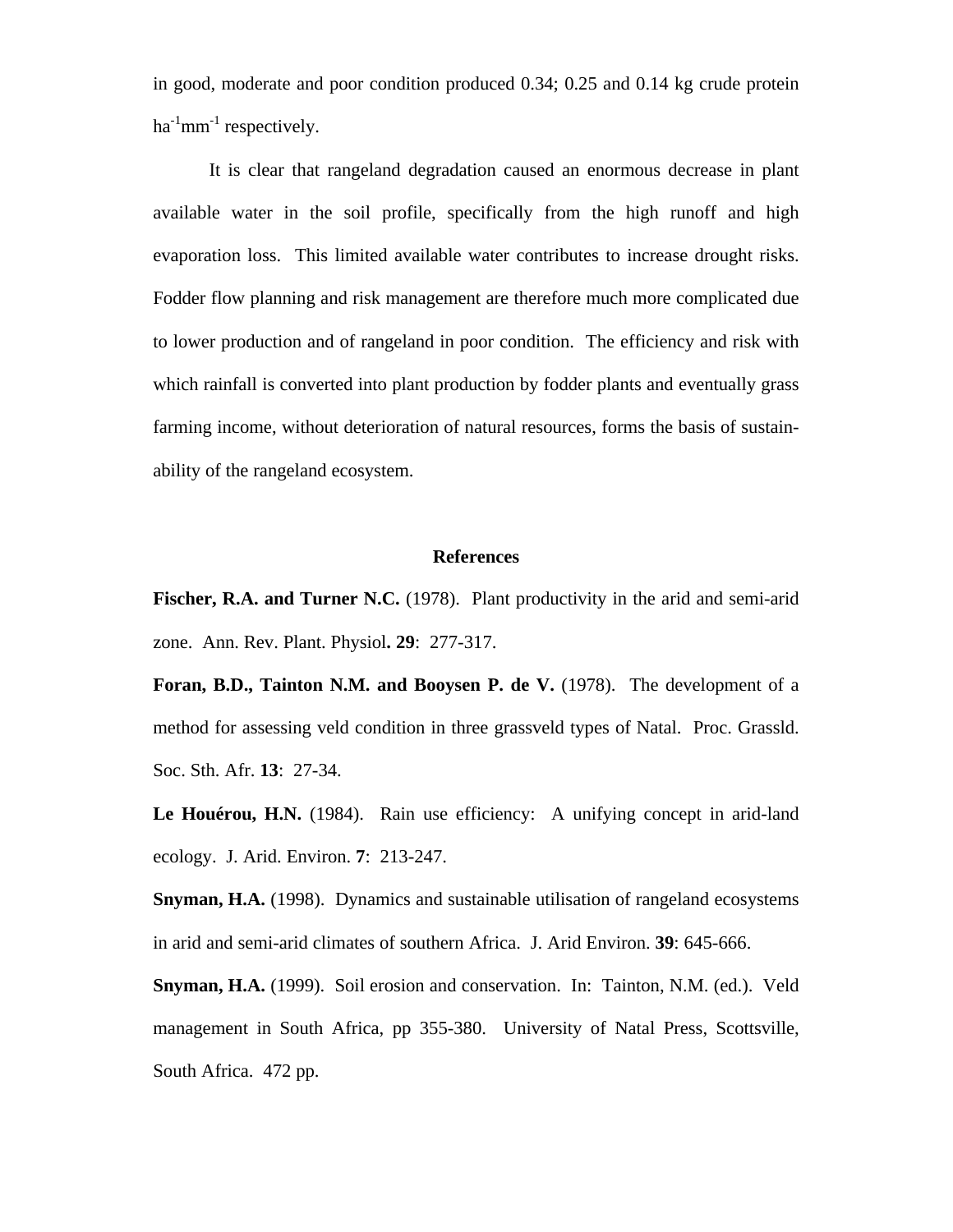in good, moderate and poor condition produced 0.34; 0.25 and 0.14 kg crude protein $ha^{-1}mm^{-1}$ respectively.

It is clear that rangeland degradation caused an enormous decrease in plant available water in the soil profile, specifically from the high runoff and high evaporation loss. This limited available water contributes to increase drought risks. Fodder flow planning and risk management are therefore much more complicated due to lower production and of rangeland in poor condition. The efficiency and risk with which rainfall is converted into plant production by fodder plants and eventually grass farming income, without deterioration of natural resources, forms the basis of sustain-ability of the rangeland ecosystem.

## References

**Fischer, R.A. and Turner N.C.** (1978). Plant productivity in the arid and semi-arid zone. Ann. Rev. Plant. Physiol**. 29**: 277-317.

**Foran, B.D., Tainton N.M. and Booysen P. de V.** (1978). The development of a method for assessing veld condition in three grassveld types of Natal. Proc. Grassld. Soc. Sth. Afr. **13**: 27-34.

**Le Houérou, H.N.** (1984). Rain use efficiency: A unifying concept in arid-land ecology. J. Arid. Environ. **7**: 213-247.

**Snyman, H.A.** (1998). Dynamics and sustainable utilisation of rangeland ecosystems in arid and semi-arid climates of southern Africa. J. Arid Environ. **39**: 645-666.

**Snyman, H.A.** (1999). Soil erosion and conservation. In: Tainton, N.M. (ed.). Veld management in South Africa, pp 355-380. University of Natal Press, Scottsville, South Africa. 472 pp.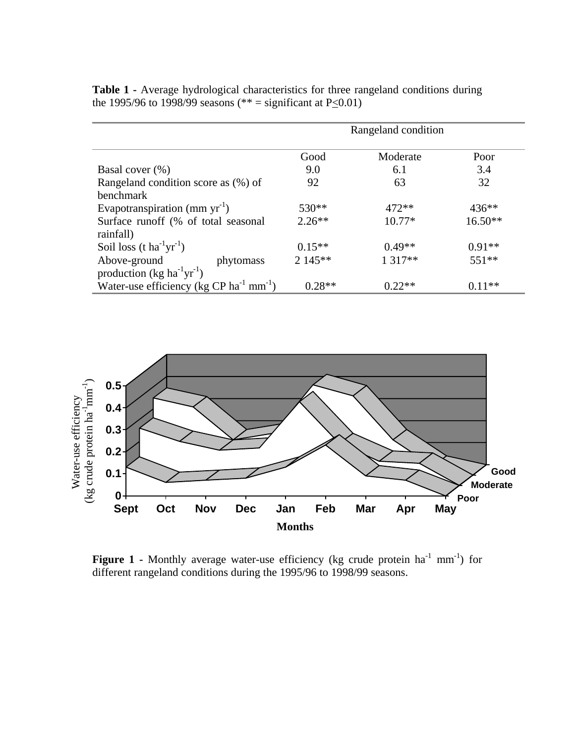**Table 1 -** Average hydrological characteristics for three rangeland conditions during the 1995/96 to 1998/99 seasons (** = significant at P≤0.01)

| | Rangeland condition | | |
|---|---|---|---|
| | Good | Moderate | Poor |
| Basal cover (%) | 9.0 | 6.1 | 3.4 |
| Rangeland condition score as (%) of benchmark | 92 | 63 | 32 |
| Evapotranspiration (mm $yr^{-1}$) | 530** | 472** | 436** |
| Surface runoff (% of total seasonal rainfall) | 2.26** | 10.77* | 16.50** |
| Soil loss (t $ha^{-1}yr^{-1}$) | 0.15** | 0.49** | 0.91** |
| Above-ground phytomass production (kg $ha^{-1}yr^{-1}$) | 2 145** | 1 317** | 551** |
| Water-use efficiency (kg CP $ha^{-1}$ $mm^{-1}$) | 0.28** | 0.22** | 0.11** |

Water-use efficiency (kg crude protein $ha^{-1}mm^{-1}$)

0.5
0.4
0.3
0.2
0.1
0

Sept Oct Nov Dec Jan Feb Mar Apr May

Months

Good
Moderate
Poor

**Figure 1 -** Monthly average water-use efficiency (kg crude protein $ha^{-1}$ $mm^{-1}$) for different rangeland conditions during the 1995/96 to 1998/99 seasons.